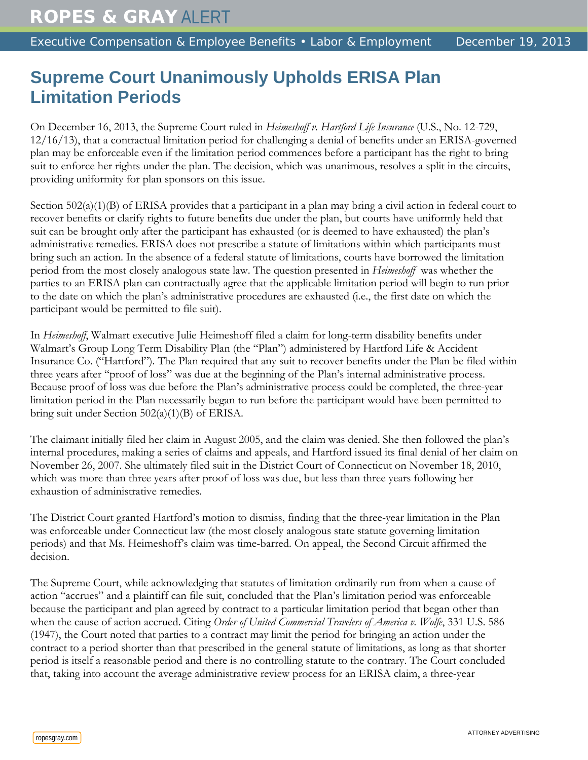ROPES & GRAY ALERT

Executive Compensation & Employee Benefits • Labor & Employment December 19, 2013

# Supreme Court Unanimously Upholds ERISA Plan Limitation Periods

On December 16, 2013, the Supreme Court ruled in *Heimeshoff v. Hartford Life Insurance* (U.S., No. 12-729, 12/16/13), that a contractual limitation period for challenging a denial of benefits under an ERISA-governed plan may be enforceable even if the limitation period commences before a participant has the right to bring suit to enforce her rights under the plan. The decision, which was unanimous, resolves a split in the circuits, providing uniformity for plan sponsors on this issue.

Section 502(a)(1)(B) of ERISA provides that a participant in a plan may bring a civil action in federal court to recover benefits or clarify rights to future benefits due under the plan, but courts have uniformly held that suit can be brought only after the participant has exhausted (or is deemed to have exhausted) the plan's administrative remedies. ERISA does not prescribe a statute of limitations within which participants must bring such an action. In the absence of a federal statute of limitations, courts have borrowed the limitation period from the most closely analogous state law. The question presented in *Heimeshoff* was whether the parties to an ERISA plan can contractually agree that the applicable limitation period will begin to run prior to the date on which the plan's administrative procedures are exhausted (i.e., the first date on which the participant would be permitted to file suit).

In *Heimeshoff*, Walmart executive Julie Heimeshoff filed a claim for long-term disability benefits under Walmart's Group Long Term Disability Plan (the "Plan") administered by Hartford Life & Accident Insurance Co. ("Hartford"). The Plan required that any suit to recover benefits under the Plan be filed within three years after "proof of loss" was due at the beginning of the Plan's internal administrative process. Because proof of loss was due before the Plan's administrative process could be completed, the three-year limitation period in the Plan necessarily began to run before the participant would have been permitted to bring suit under Section 502(a)(1)(B) of ERISA.

The claimant initially filed her claim in August 2005, and the claim was denied. She then followed the plan's internal procedures, making a series of claims and appeals, and Hartford issued its final denial of her claim on November 26, 2007. She ultimately filed suit in the District Court of Connecticut on November 18, 2010, which was more than three years after proof of loss was due, but less than three years following her exhaustion of administrative remedies.

The District Court granted Hartford's motion to dismiss, finding that the three-year limitation in the Plan was enforceable under Connecticut law (the most closely analogous state statute governing limitation periods) and that Ms. Heimeshoff's claim was time-barred. On appeal, the Second Circuit affirmed the decision.

The Supreme Court, while acknowledging that statutes of limitation ordinarily run from when a cause of action "accrues" and a plaintiff can file suit, concluded that the Plan's limitation period was enforceable because the participant and plan agreed by contract to a particular limitation period that began other than when the cause of action accrued. Citing *Order of United Commercial Travelers of America v. Wolfe*, 331 U.S. 586 (1947), the Court noted that parties to a contract may limit the period for bringing an action under the contract to a period shorter than that prescribed in the general statute of limitations, as long as that shorter period is itself a reasonable period and there is no controlling statute to the contrary. The Court concluded that, taking into account the average administrative review process for an ERISA claim, a three-year

ropesgray.com

ATTORNEY ADVERTISING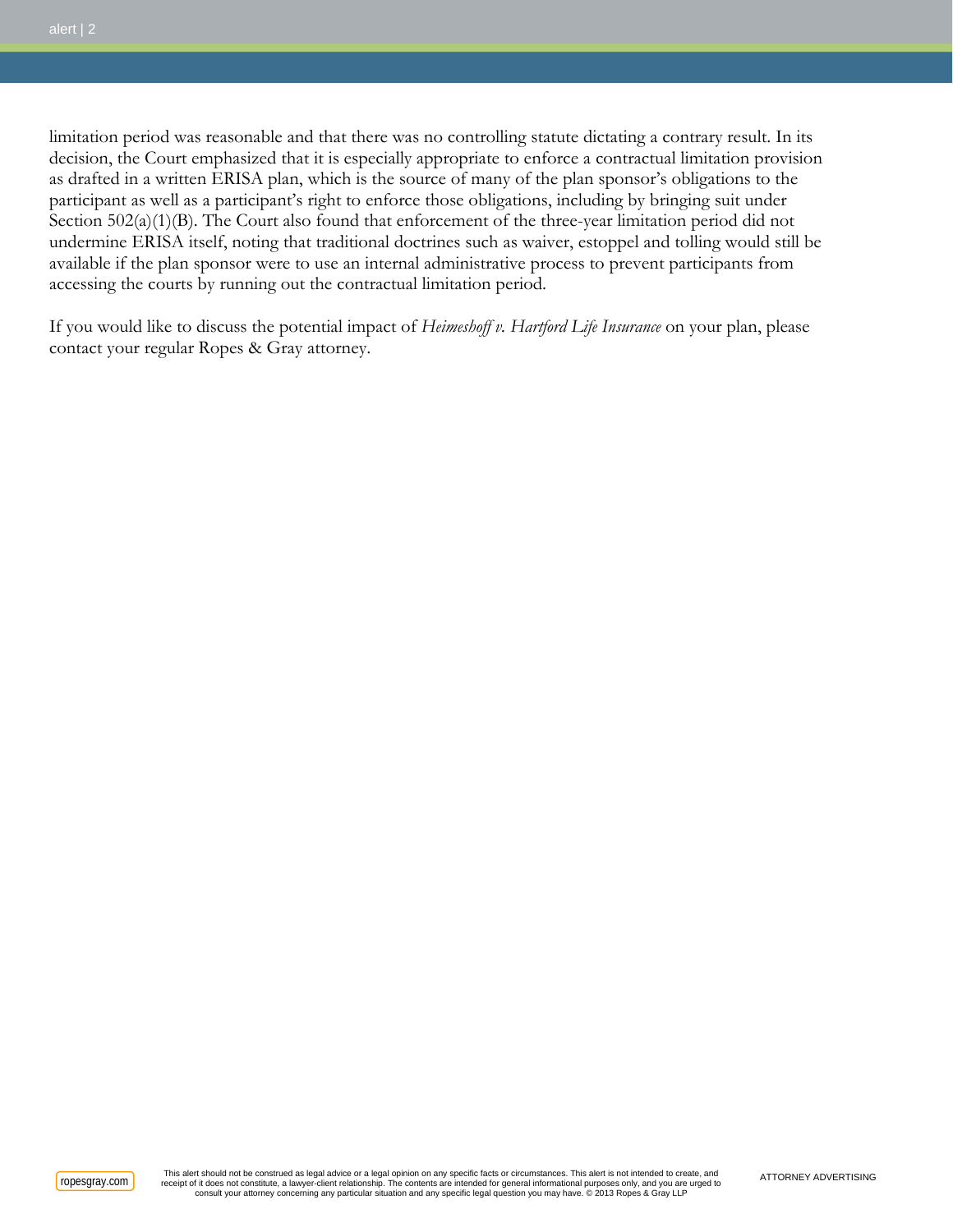limitation period was reasonable and that there was no controlling statute dictating a contrary result. In its decision, the Court emphasized that it is especially appropriate to enforce a contractual limitation provision as drafted in a written ERISA plan, which is the source of many of the plan sponsor's obligations to the participant as well as a participant's right to enforce those obligations, including by bringing suit under Section 502(a)(1)(B). The Court also found that enforcement of the three-year limitation period did not undermine ERISA itself, noting that traditional doctrines such as waiver, estoppel and tolling would still be available if the plan sponsor were to use an internal administrative process to prevent participants from accessing the courts by running out the contractual limitation period.

If you would like to discuss the potential impact of *Heimeshoff v. Hartford Life Insurance* on your plan, please contact your regular Ropes & Gray attorney.

ropesgray.com

This alert should not be construed as legal advice or a legal opinion on any specific facts or circumstances. This alert is not intended to create, and receipt of it does not constitute, a lawyer-client relationship. The contents are intended for general informational purposes only, and you are urged to consult your attorney concerning any particular situation and any specific legal question you may have. © 2013 Ropes & Gray LLP

ATTORNEY ADVERTISING